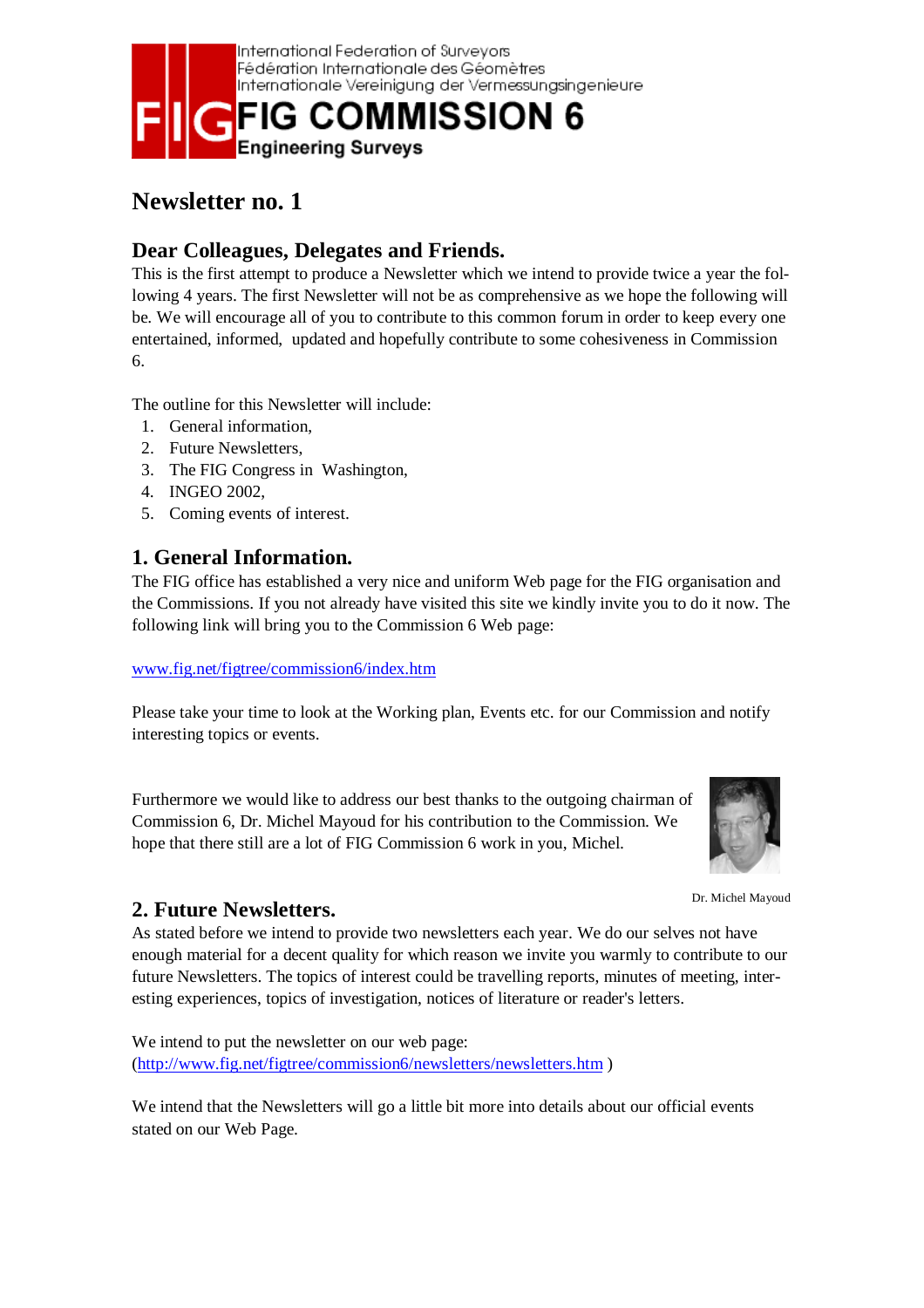International Federation of Surveyors
Fédération Internationale des Géomètres
Internationale Vereinigung der Vermessungsingenieure

# FIG COMMISSION 6

**Engineering Surveys**

# Newsletter no. 1

## Dear Colleagues, Delegates and Friends.

This is the first attempt to produce a Newsletter which we intend to provide twice a year the following 4 years. The first Newsletter will not be as comprehensive as we hope the following will be. We will encourage all of you to contribute to this common forum in order to keep every one entertained, informed, updated and hopefully contribute to some cohesiveness in Commission 6.

The outline for this Newsletter will include:

1. General information,
2. Future Newsletters,
3. The FIG Congress in Washington,
4. INGEO 2002,
5. Coming events of interest.

## 1. General Information.

The FIG office has established a very nice and uniform Web page for the FIG organisation and the Commissions. If you not already have visited this site we kindly invite you to do it now. The following link will bring you to the Commission 6 Web page:

www.fig.net/figtree/commission6/index.htm

Please take your time to look at the Working plan, Events etc. for our Commission and notify interesting topics or events.

Furthermore we would like to address our best thanks to the outgoing chairman of Commission 6, Dr. Michel Mayoud for his contribution to the Commission. We hope that there still are a lot of FIG Commission 6 work in you, Michel.

Dr. Michel Mayoud

## 2. Future Newsletters.

As stated before we intend to provide two newsletters each year. We do our selves not have enough material for a decent quality for which reason we invite you warmly to contribute to our future Newsletters. The topics of interest could be travelling reports, minutes of meeting, interesting experiences, topics of investigation, notices of literature or reader's letters.

We intend to put the newsletter on our web page:
(http://www.fig.net/figtree/commission6/newsletters/newsletters.htm )

We intend that the Newsletters will go a little bit more into details about our official events stated on our Web Page.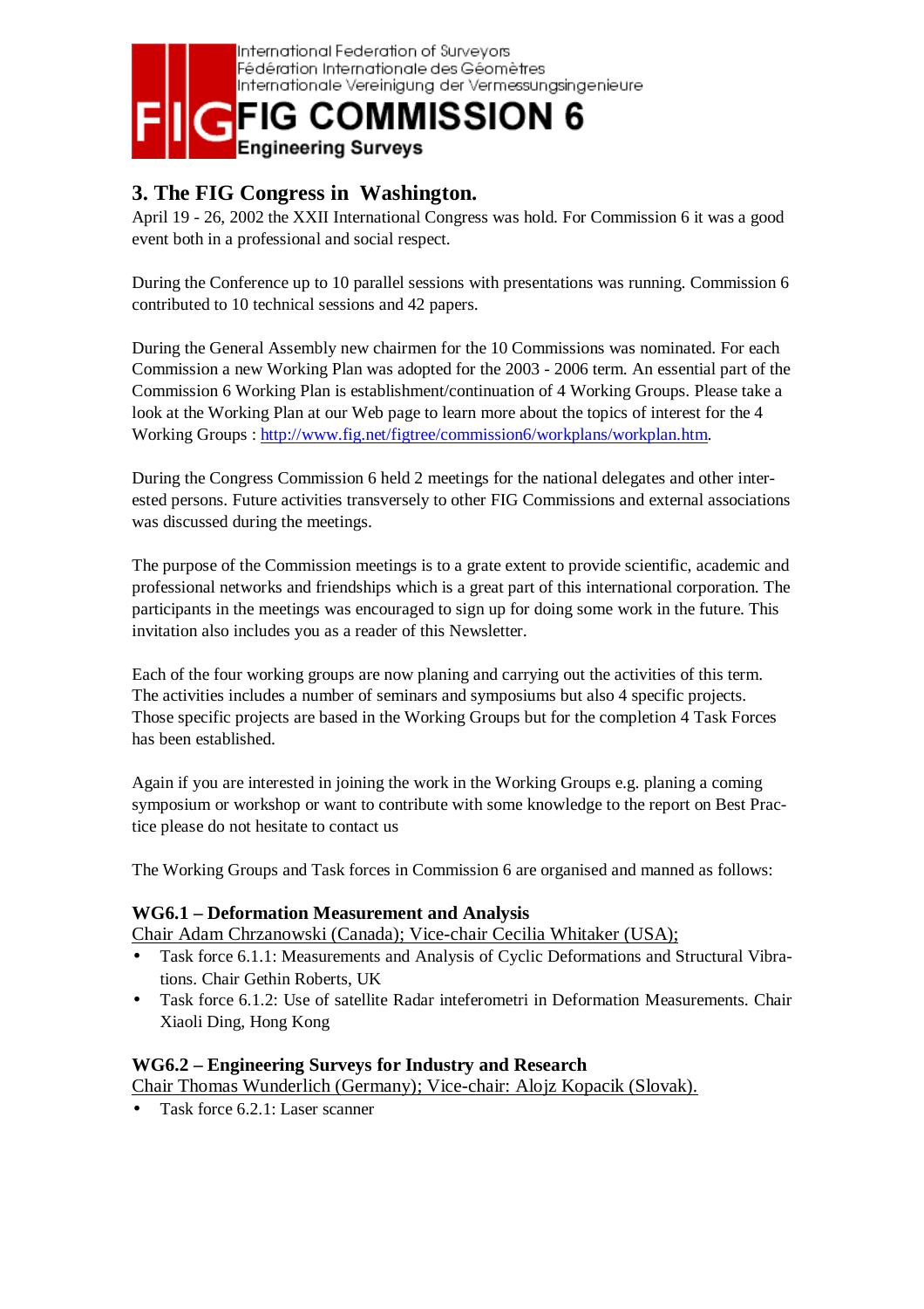International Federation of Surveyors
Fédération Internationale des Géomètres
Internationale Vereinigung der Vermessungsingenieure

# FIG COMMISSION 6

**Engineering Surveys**

## 3. The FIG Congress in Washington.

April 19 - 26, 2002 the XXII International Congress was hold. For Commission 6 it was a good event both in a professional and social respect.

During the Conference up to 10 parallel sessions with presentations was running. Commission 6 contributed to 10 technical sessions and 42 papers.

During the General Assembly new chairmen for the 10 Commissions was nominated. For each Commission a new Working Plan was adopted for the 2003 - 2006 term. An essential part of the Commission 6 Working Plan is establishment/continuation of 4 Working Groups. Please take a look at the Working Plan at our Web page to learn more about the topics of interest for the 4 Working Groups : http://www.fig.net/figtree/commission6/workplans/workplan.htm.

During the Congress Commission 6 held 2 meetings for the national delegates and other interested persons. Future activities transversely to other FIG Commissions and external associations was discussed during the meetings.

The purpose of the Commission meetings is to a grate extent to provide scientific, academic and professional networks and friendships which is a great part of this international corporation. The participants in the meetings was encouraged to sign up for doing some work in the future. This invitation also includes you as a reader of this Newsletter.

Each of the four working groups are now planing and carrying out the activities of this term. The activities includes a number of seminars and symposiums but also 4 specific projects. Those specific projects are based in the Working Groups but for the completion 4 Task Forces has been established.

Again if you are interested in joining the work in the Working Groups e.g. planing a coming symposium or workshop or want to contribute with some knowledge to the report on Best Practice please do not hesitate to contact us

The Working Groups and Task forces in Commission 6 are organised and manned as follows:

### WG6.1 – Deformation Measurement and Analysis

Chair Adam Chrzanowski (Canada); Vice-chair Cecilia Whitaker (USA);

- Task force 6.1.1: Measurements and Analysis of Cyclic Deformations and Structural Vibrations. Chair Gethin Roberts, UK
- Task force 6.1.2: Use of satellite Radar inteferometri in Deformation Measurements. Chair Xiaoli Ding, Hong Kong

### WG6.2 – Engineering Surveys for Industry and Research

Chair Thomas Wunderlich (Germany); Vice-chair: Alojz Kopacik (Slovak).

- Task force 6.2.1: Laser scanner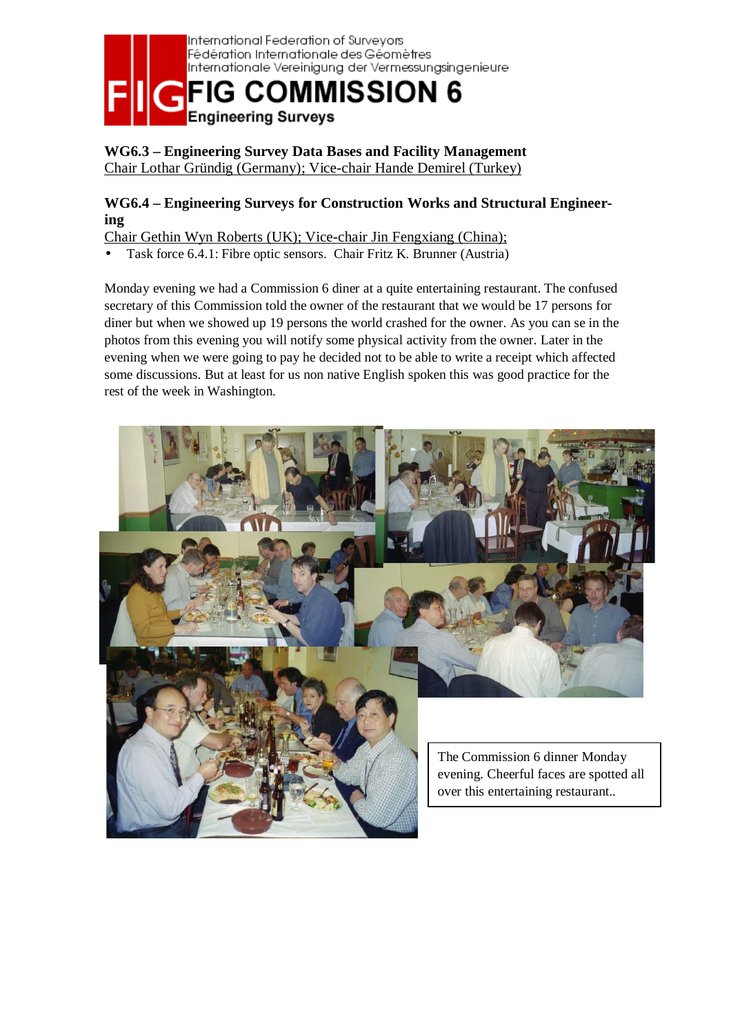## WG6.3 – Engineering Survey Data Bases and Facility Management

Chair Lothar Gründig (Germany); Vice-chair Hande Demirel (Turkey)

## WG6.4 – Engineering Surveys for Construction Works and Structural Engineering

Chair Gethin Wyn Roberts (UK); Vice-chair Jin Fengxiang (China);

- Task force 6.4.1: Fibre optic sensors. Chair Fritz K. Brunner (Austria)

Monday evening we had a Commission 6 diner at a quite entertaining restaurant. The confused secretary of this Commission told the owner of the restaurant that we would be 17 persons for diner but when we showed up 19 persons the world crashed for the owner. As you can se in the photos from this evening you will notify some physical activity from the owner. Later in the evening when we were going to pay he decided not to be able to write a receipt which affected some discussions. But at least for us non native English spoken this was good practice for the rest of the week in Washington.

The Commission 6 dinner Monday evening. Cheerful faces are spotted all over this entertaining restaurant..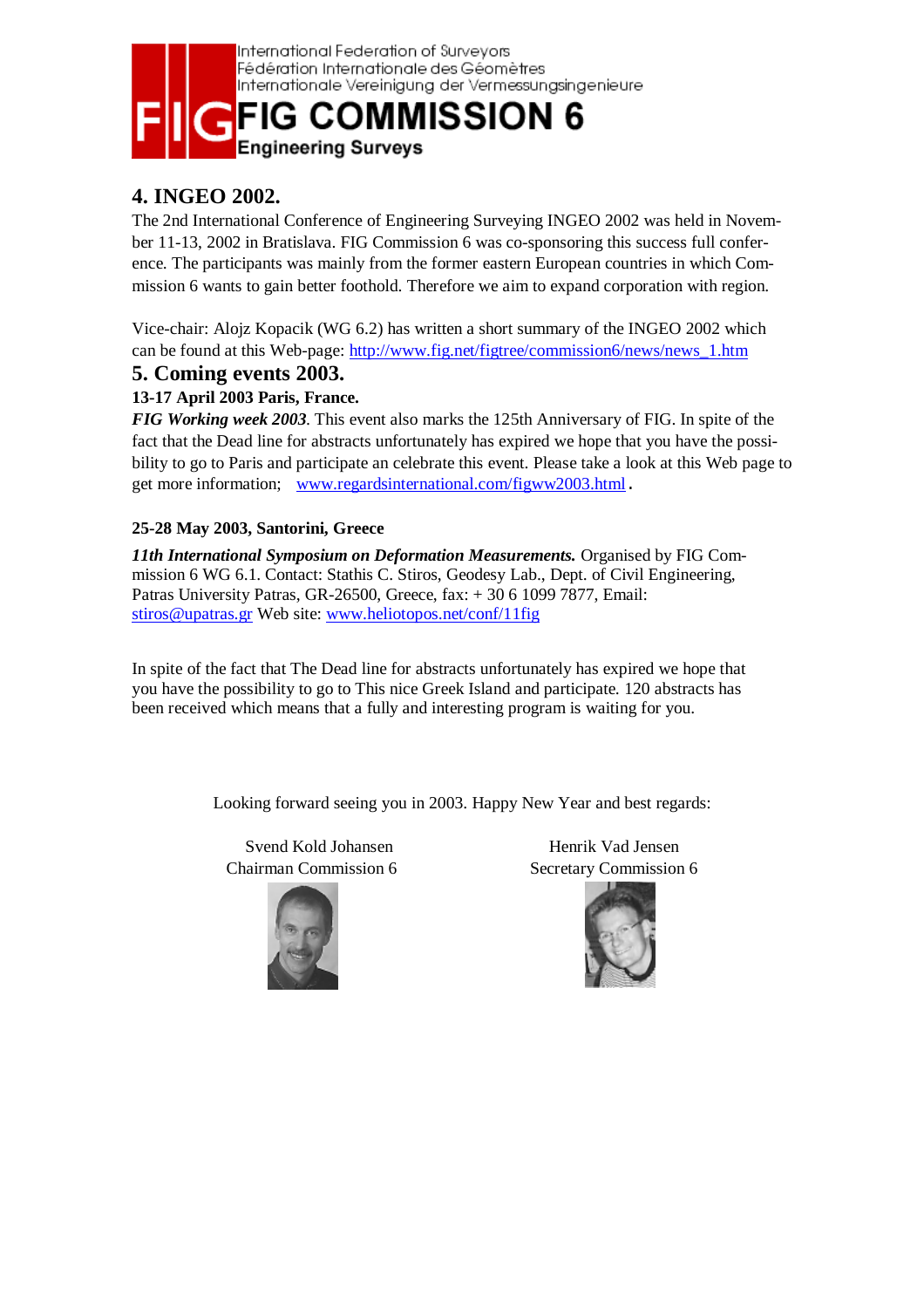International Federation of Surveyors
Fédération Internationale des Géomètres
Internationale Vereinigung der Vermessungsingenieure

# FIG COMMISSION 6

**Engineering Surveys**

## 4. INGEO 2002.

The 2nd International Conference of Engineering Surveying INGEO 2002 was held in November 11-13, 2002 in Bratislava. FIG Commission 6 was co-sponsoring this success full conference. The participants was mainly from the former eastern European countries in which Commission 6 wants to gain better foothold. Therefore we aim to expand corporation with region.

Vice-chair: Alojz Kopacik (WG 6.2) has written a short summary of the INGEO 2002 which can be found at this Web-page: http://www.fig.net/figtree/commission6/news/news_1.htm

## 5. Coming events 2003.

### 13-17 April 2003 Paris, France.

***FIG Working week 2003***. This event also marks the 125th Anniversary of FIG. In spite of the fact that the Dead line for abstracts unfortunately has expired we hope that you have the possibility to go to Paris and participate an celebrate this event. Please take a look at this Web page to get more information; www.regardsinternational.com/figww2003.html.

### 25-28 May 2003, Santorini, Greece

***11th International Symposium on Deformation Measurements.*** Organised by FIG Commission 6 WG 6.1. Contact: Stathis C. Stiros, Geodesy Lab., Dept. of Civil Engineering, Patras University Patras, GR-26500, Greece, fax: + 30 6 1099 7877, Email: stiros@upatras.gr Web site: www.heliotopos.net/conf/11fig

In spite of the fact that The Dead line for abstracts unfortunately has expired we hope that you have the possibility to go to This nice Greek Island and participate. 120 abstracts has been received which means that a fully and interesting program is waiting for you.

Looking forward seeing you in 2003. Happy New Year and best regards:

Svend Kold Johansen
Chairman Commission 6

Henrik Vad Jensen
Secretary Commission 6